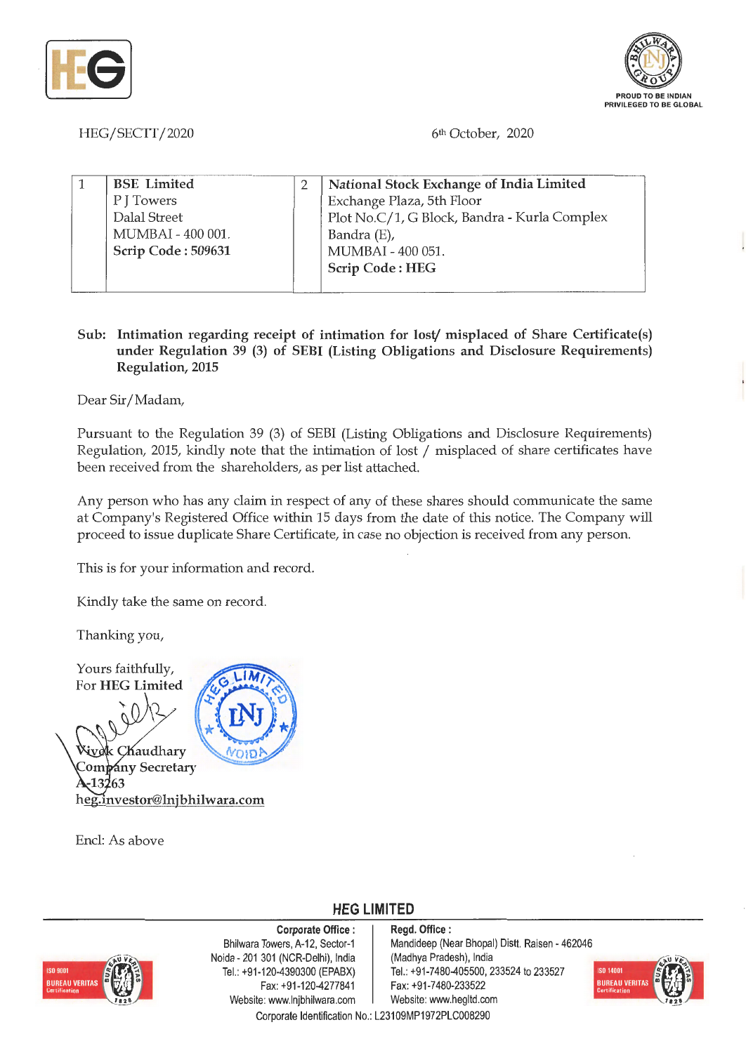HEG/SECTT/2020

6th October, 2020

| 1 | **BSE Limited**<br>P J Towers<br>Dalal Street<br>MUMBAI - 400 001.<br>**Scrip Code : 509631** | 2 | **National Stock Exchange of India Limited**<br>Exchange Plaza, 5th Floor<br>Plot No.C/1, G Block, Bandra - Kurla Complex<br>Bandra (E),<br>MUMBAI - 400 051.<br>**Scrip Code : HEG** |
|---|---|---|---|

**Sub: Intimation regarding receipt of intimation for lost/ misplaced of Share Certificate(s) under Regulation 39 (3) of SEBI (Listing Obligations and Disclosure Requirements) Regulation, 2015**

Dear Sir/Madam,

Pursuant to the Regulation 39 (3) of SEBI (Listing Obligations and Disclosure Requirements) Regulation, 2015, kindly note that the intimation of lost / misplaced of share certificates have been received from the shareholders, as per list attached.

Any person who has any claim in respect of any of these shares should communicate the same at Company's Registered Office within 15 days from the date of this notice. The Company will proceed to issue duplicate Share Certificate, in case no objection is received from any person.

This is for your information and record.

Kindly take the same on record.

Thanking you,

Yours faithfully,
For **HEG Limited**

Vivek Chaudhary
Company Secretary
A-13263
heg.investor@lnjbhilwara.com

Encl: As above

**HEG LIMITED**

**Corporate Office :** Bhilwara Towers, A-12, Sector-1, Noida - 201 301 (NCR-Delhi), India. Tel.: +91-120-4390300 (EPABX), Fax: +91-120-4277841, Website: www.lnjbhilwara.com

**Regd. Office :** Mandideep (Near Bhopal) Distt. Raisen - 462046 (Madhya Pradesh), India. Tel.: +91-7480-405500, 233524 to 233527, Fax: +91-7480-233522, Website: www.hegltd.com

Corporate Identification No.: L23109MP1972PLC008290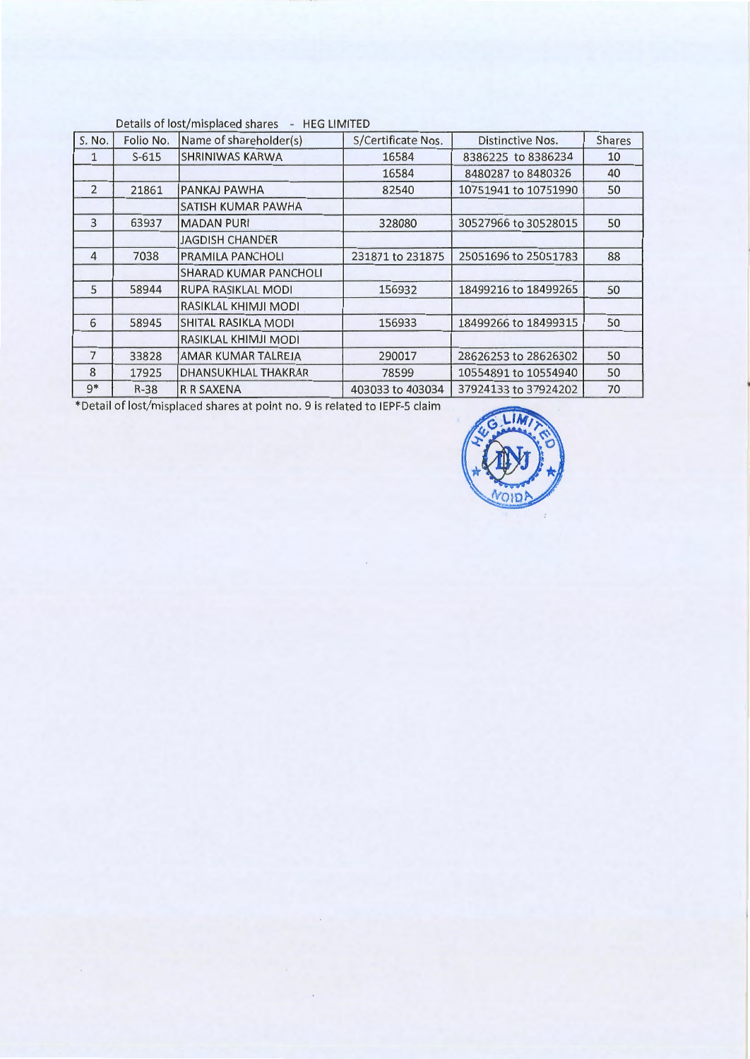Details of lost/misplaced shares - HEG LIMITED

| S. No. | Folio No. | Name of shareholder(s) | S/Certificate Nos. | Distinctive Nos. | Shares |
|---|---|---|---|---|---|
| 1 | S-615 | SHRINIWAS KARWA | 16584 | 8386225 to 8386234 | 10 |
| | | | 16584 | 8480287 to 8480326 | 40 |
| 2 | 21861 | PANKAJ PAWHA | 82540 | 10751941 to 10751990 | 50 |
| | | SATISH KUMAR PAWHA | | | |
| 3 | 63937 | MADAN PURI | 328080 | 30527966 to 30528015 | 50 |
| | | JAGDISH CHANDER | | | |
| 4 | 7038 | PRAMILA PANCHOLI | 231871 to 231875 | 25051696 to 25051783 | 88 |
| | | SHARAD KUMAR PANCHOLI | | | |
| 5 | 58944 | RUPA RASIKLAL MODI | 156932 | 18499216 to 18499265 | 50 |
| | | RASIKLAL KHIMJI MODI | | | |
| 6 | 58945 | SHITAL RASIKLA MODI | 156933 | 18499266 to 18499315 | 50 |
| | | RASIKLAL KHIMJI MODI | | | |
| 7 | 33828 | AMAR KUMAR TALREJA | 290017 | 28626253 to 28626302 | 50 |
| 8 | 17925 | DHANSUKHLAL THAKRAR | 78599 | 10554891 to 10554940 | 50 |
| 9* | R-38 | R R SAXENA | 403033 to 403034 | 37924133 to 37924202 | 70 |

*Detail of lost/misplaced shares at point no. 9 is related to IEPF-5 claim